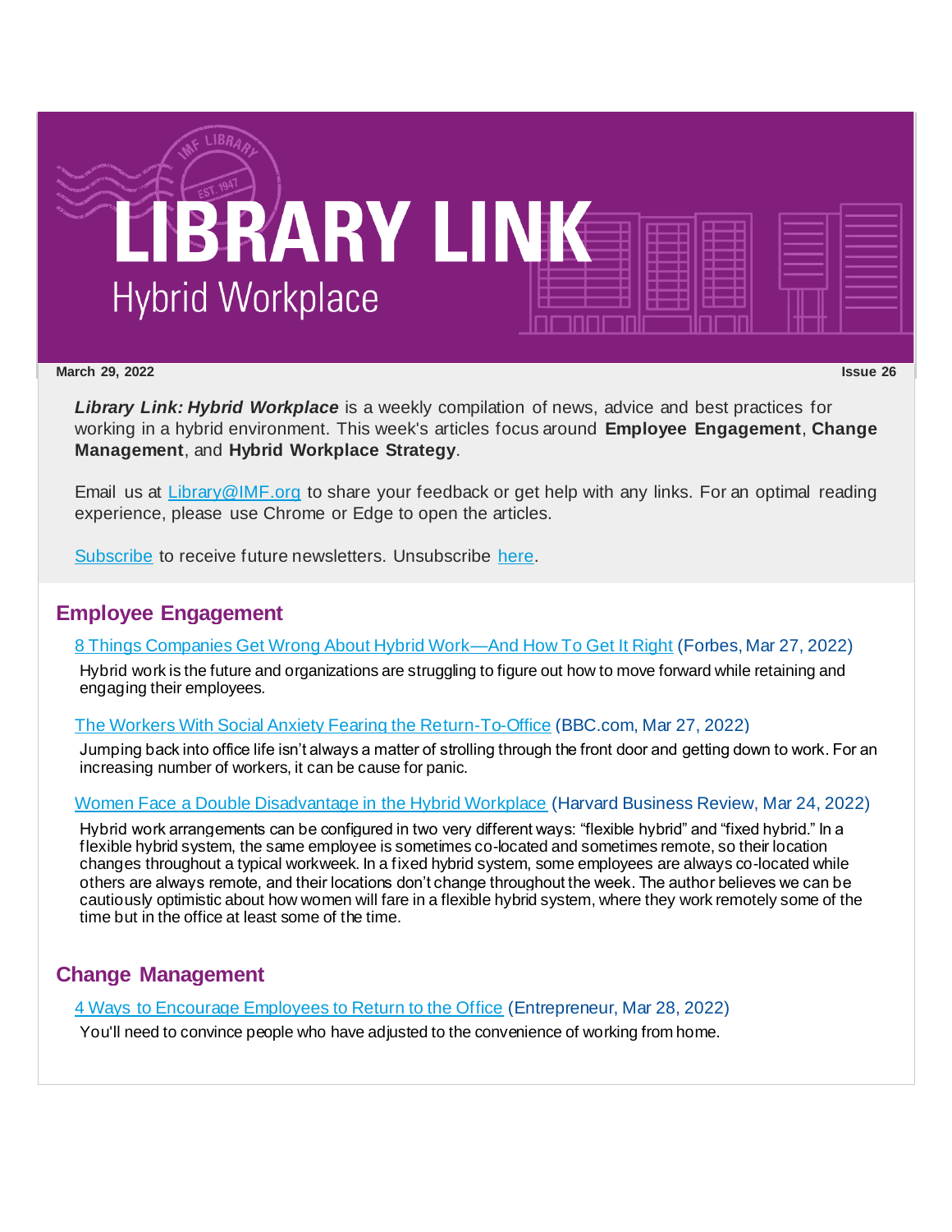# LIBRARY LINK

## Hybrid Workplace

**March 29, 2022** **Issue 26**

***Library Link: Hybrid Workplace*** is a weekly compilation of news, advice and best practices for working in a hybrid environment. This week's articles focus around **Employee Engagement**, **Change Management**, and **Hybrid Workplace Strategy**.

Email us at Library@IMF.org to share your feedback or get help with any links. For an optimal reading experience, please use Chrome or Edge to open the articles.

Subscribe to receive future newsletters. Unsubscribe here.

## Employee Engagement

8 Things Companies Get Wrong About Hybrid Work—And How To Get It Right (Forbes, Mar 27, 2022)

Hybrid work is the future and organizations are struggling to figure out how to move forward while retaining and engaging their employees.

The Workers With Social Anxiety Fearing the Return-To-Office (BBC.com, Mar 27, 2022)

Jumping back into office life isn't always a matter of strolling through the front door and getting down to work. For an increasing number of workers, it can be cause for panic.

Women Face a Double Disadvantage in the Hybrid Workplace (Harvard Business Review, Mar 24, 2022)

Hybrid work arrangements can be configured in two very different ways: "flexible hybrid" and "fixed hybrid." In a flexible hybrid system, the same employee is sometimes co-located and sometimes remote, so their location changes throughout a typical workweek. In a fixed hybrid system, some employees are always co-located while others are always remote, and their locations don't change throughout the week. The author believes we can be cautiously optimistic about how women will fare in a flexible hybrid system, where they work remotely some of the time but in the office at least some of the time.

## Change Management

4 Ways to Encourage Employees to Return to the Office (Entrepreneur, Mar 28, 2022)

You'll need to convince people who have adjusted to the convenience of working from home.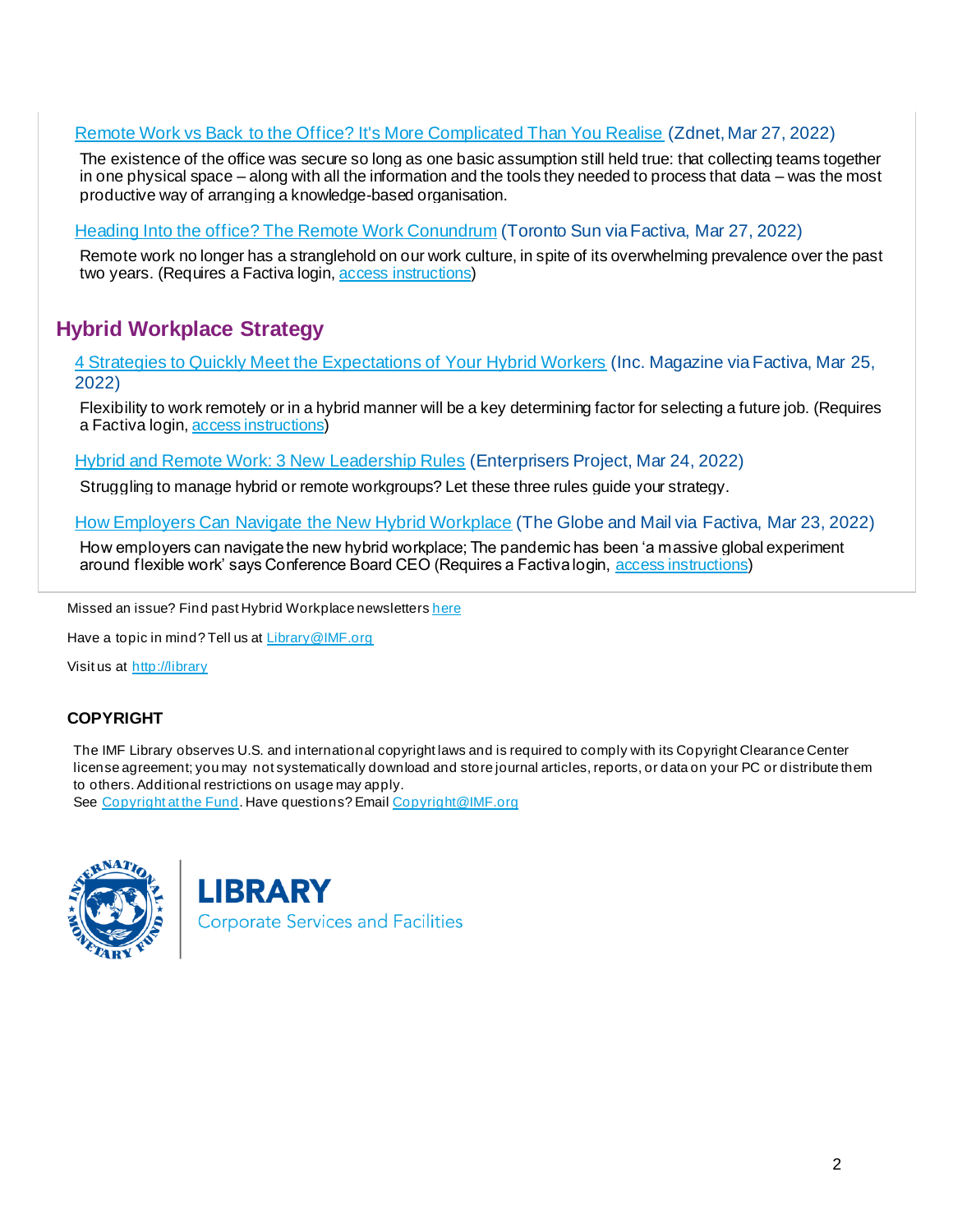[Remote Work vs Back to the Office? It's More Complicated Than You Realise](#) (Zdnet, Mar 27, 2022)

The existence of the office was secure so long as one basic assumption still held true: that collecting teams together in one physical space – along with all the information and the tools they needed to process that data – was the most productive way of arranging a knowledge-based organisation.

[Heading Into the office? The Remote Work Conundrum](#) (Toronto Sun via Factiva, Mar 27, 2022)

Remote work no longer has a stranglehold on our work culture, in spite of its overwhelming prevalence over the past two years. (Requires a Factiva login, [access instructions](#))

## Hybrid Workplace Strategy

[4 Strategies to Quickly Meet the Expectations of Your Hybrid Workers](#) (Inc. Magazine via Factiva, Mar 25, 2022)

Flexibility to work remotely or in a hybrid manner will be a key determining factor for selecting a future job. (Requires a Factiva login, [access instructions](#))

[Hybrid and Remote Work: 3 New Leadership Rules](#) (Enterprisers Project, Mar 24, 2022)

Struggling to manage hybrid or remote workgroups? Let these three rules guide your strategy.

[How Employers Can Navigate the New Hybrid Workplace](#) (The Globe and Mail via Factiva, Mar 23, 2022)

How employers can navigate the new hybrid workplace; The pandemic has been 'a massive global experiment around flexible work' says Conference Board CEO (Requires a Factiva login, [access instructions](#))

Missed an issue? Find past Hybrid Workplace newsletters [here](#)

Have a topic in mind? Tell us at [Library@IMF.org](mailto:Library@IMF.org)

Visit us at [http://library](http://library)

**COPYRIGHT**

The IMF Library observes U.S. and international copyright laws and is required to comply with its Copyright Clearance Center license agreement; you may not systematically download and store journal articles, reports, or data on your PC or distribute them to others. Additional restrictions on usage may apply.
See [Copyright at the Fund](#). Have questions? Email [Copyright@IMF.org](mailto:Copyright@IMF.org)

**LIBRARY**
Corporate Services and Facilities